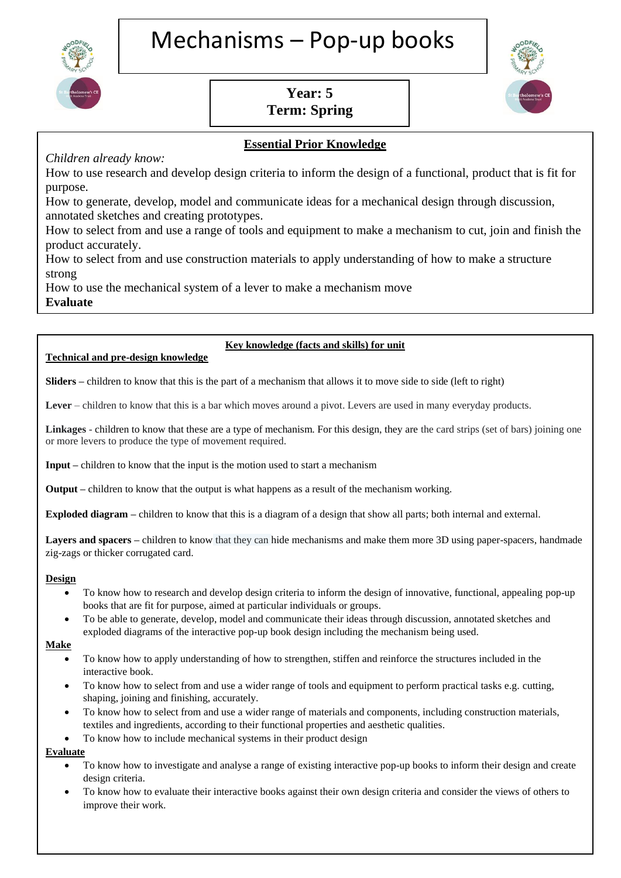# Mechanisms – Pop-up books

**Year: 5**
**Term: Spring**

## Essential Prior Knowledge

*Children already know:*

How to use research and develop design criteria to inform the design of a functional, product that is fit for purpose.

How to generate, develop, model and communicate ideas for a mechanical design through discussion, annotated sketches and creating prototypes.

How to select from and use a range of tools and equipment to make a mechanism to cut, join and finish the product accurately.

How to select from and use construction materials to apply understanding of how to make a structure strong

How to use the mechanical system of a lever to make a mechanism move

**Evaluate**

## Key knowledge (facts and skills) for unit

**Technical and pre-design knowledge**

**Sliders** – children to know that this is the part of a mechanism that allows it to move side to side (left to right)

**Lever** – children to know that this is a bar which moves around a pivot. Levers are used in many everyday products.

**Linkages** - children to know that these are a type of mechanism. For this design, they are the card strips (set of bars) joining one or more levers to produce the type of movement required.

**Input** – children to know that the input is the motion used to start a mechanism

**Output** – children to know that the output is what happens as a result of the mechanism working.

**Exploded diagram** – children to know that this is a diagram of a design that show all parts; both internal and external.

**Layers and spacers** – children to know that they can hide mechanisms and make them more 3D using paper-spacers, handmade zig-zags or thicker corrugated card.

**Design**

- To know how to research and develop design criteria to inform the design of innovative, functional, appealing pop-up books that are fit for purpose, aimed at particular individuals or groups.
- To be able to generate, develop, model and communicate their ideas through discussion, annotated sketches and exploded diagrams of the interactive pop-up book design including the mechanism being used.

**Make**

- To know how to apply understanding of how to strengthen, stiffen and reinforce the structures included in the interactive book.
- To know how to select from and use a wider range of tools and equipment to perform practical tasks e.g. cutting, shaping, joining and finishing, accurately.
- To know how to select from and use a wider range of materials and components, including construction materials, textiles and ingredients, according to their functional properties and aesthetic qualities.
- To know how to include mechanical systems in their product design

**Evaluate**

- To know how to investigate and analyse a range of existing interactive pop-up books to inform their design and create design criteria.
- To know how to evaluate their interactive books against their own design criteria and consider the views of others to improve their work.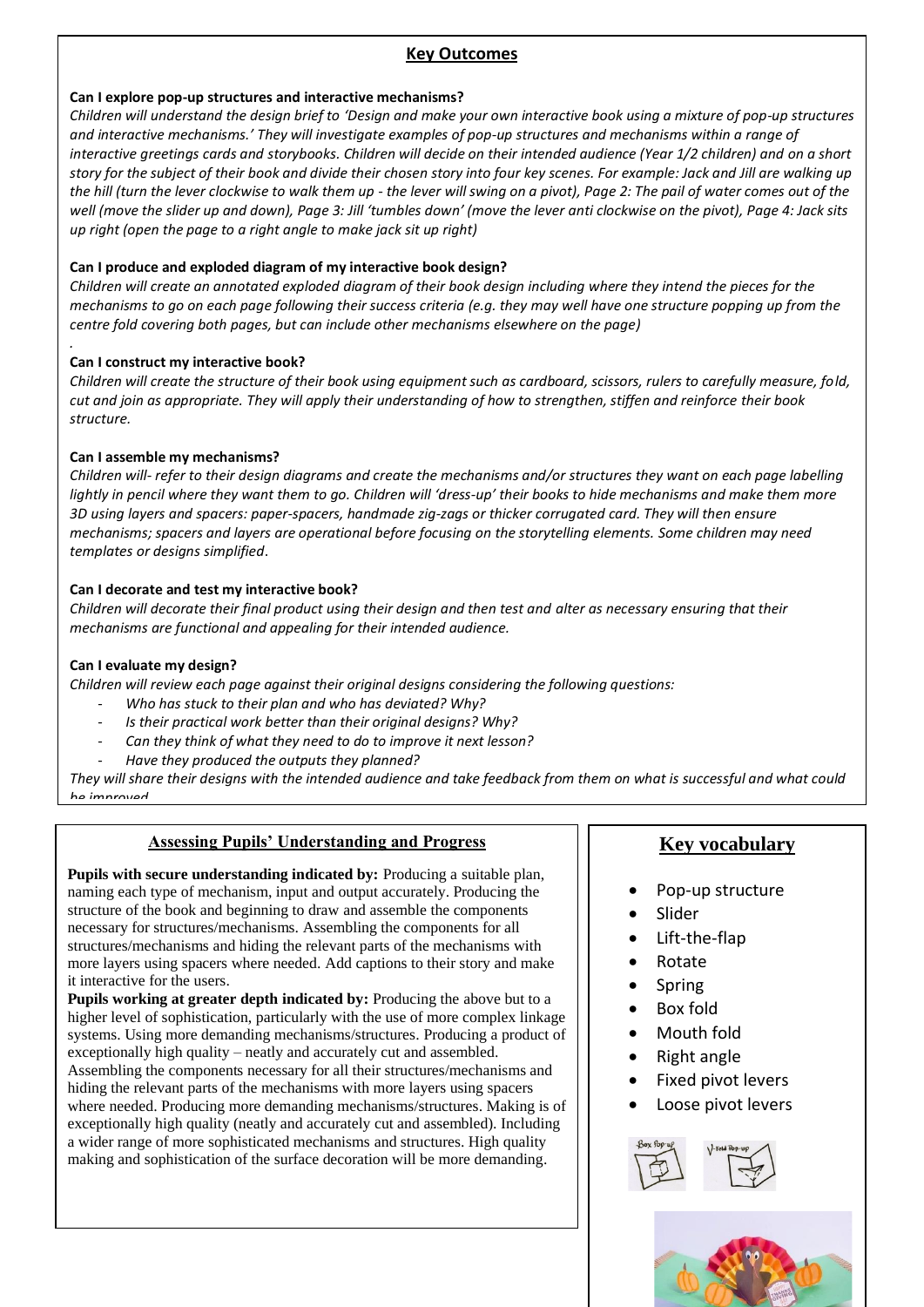## Key Outcomes

**Can I explore pop-up structures and interactive mechanisms?**

*Children will understand the design brief to 'Design and make your own interactive book using a mixture of pop-up structures and interactive mechanisms.' They will investigate examples of pop-up structures and mechanisms within a range of interactive greetings cards and storybooks. Children will decide on their intended audience (Year 1/2 children) and on a short story for the subject of their book and divide their chosen story into four key scenes. For example: Jack and Jill are walking up the hill (turn the lever clockwise to walk them up - the lever will swing on a pivot), Page 2: The pail of water comes out of the well (move the slider up and down), Page 3: Jill 'tumbles down' (move the lever anti clockwise on the pivot), Page 4: Jack sits up right (open the page to a right angle to make jack sit up right)*

**Can I produce and exploded diagram of my interactive book design?**

*Children will create an annotated exploded diagram of their book design including where they intend the pieces for the mechanisms to go on each page following their success criteria (e.g. they may well have one structure popping up from the centre fold covering both pages, but can include other mechanisms elsewhere on the page)*

.

**Can I construct my interactive book?**

*Children will create the structure of their book using equipment such as cardboard, scissors, rulers to carefully measure, fold, cut and join as appropriate. They will apply their understanding of how to strengthen, stiffen and reinforce their book structure.*

**Can I assemble my mechanisms?**

*Children will- refer to their design diagrams and create the mechanisms and/or structures they want on each page labelling lightly in pencil where they want them to go. Children will 'dress-up' their books to hide mechanisms and make them more 3D using layers and spacers: paper-spacers, handmade zig-zags or thicker corrugated card. They will then ensure mechanisms; spacers and layers are operational before focusing on the storytelling elements. Some children may need templates or designs simplified.*

**Can I decorate and test my interactive book?**

*Children will decorate their final product using their design and then test and alter as necessary ensuring that their mechanisms are functional and appealing for their intended audience.*

**Can I evaluate my design?**

*Children will review each page against their original designs considering the following questions:*

- *Who has stuck to their plan and who has deviated? Why?*
- *Is their practical work better than their original designs? Why?*
- *Can they think of what they need to do to improve it next lesson?*
- *Have they produced the outputs they planned?*

*They will share their designs with the intended audience and take feedback from them on what is successful and what could be improved*

## Assessing Pupils' Understanding and Progress

**Pupils with secure understanding indicated by:** Producing a suitable plan, naming each type of mechanism, input and output accurately. Producing the structure of the book and beginning to draw and assemble the components necessary for structures/mechanisms. Assembling the components for all structures/mechanisms and hiding the relevant parts of the mechanisms with more layers using spacers where needed. Add captions to their story and make it interactive for the users.

**Pupils working at greater depth indicated by:** Producing the above but to a higher level of sophistication, particularly with the use of more complex linkage systems. Using more demanding mechanisms/structures. Producing a product of exceptionally high quality – neatly and accurately cut and assembled. Assembling the components necessary for all their structures/mechanisms and hiding the relevant parts of the mechanisms with more layers using spacers where needed. Producing more demanding mechanisms/structures. Making is of exceptionally high quality (neatly and accurately cut and assembled). Including a wider range of more sophisticated mechanisms and structures. High quality making and sophistication of the surface decoration will be more demanding.

## Key vocabulary

- Pop-up structure
- Slider
- Lift-the-flap
- Rotate
- Spring
- Box fold
- Mouth fold
- Right angle
- Fixed pivot levers
- Loose pivot levers